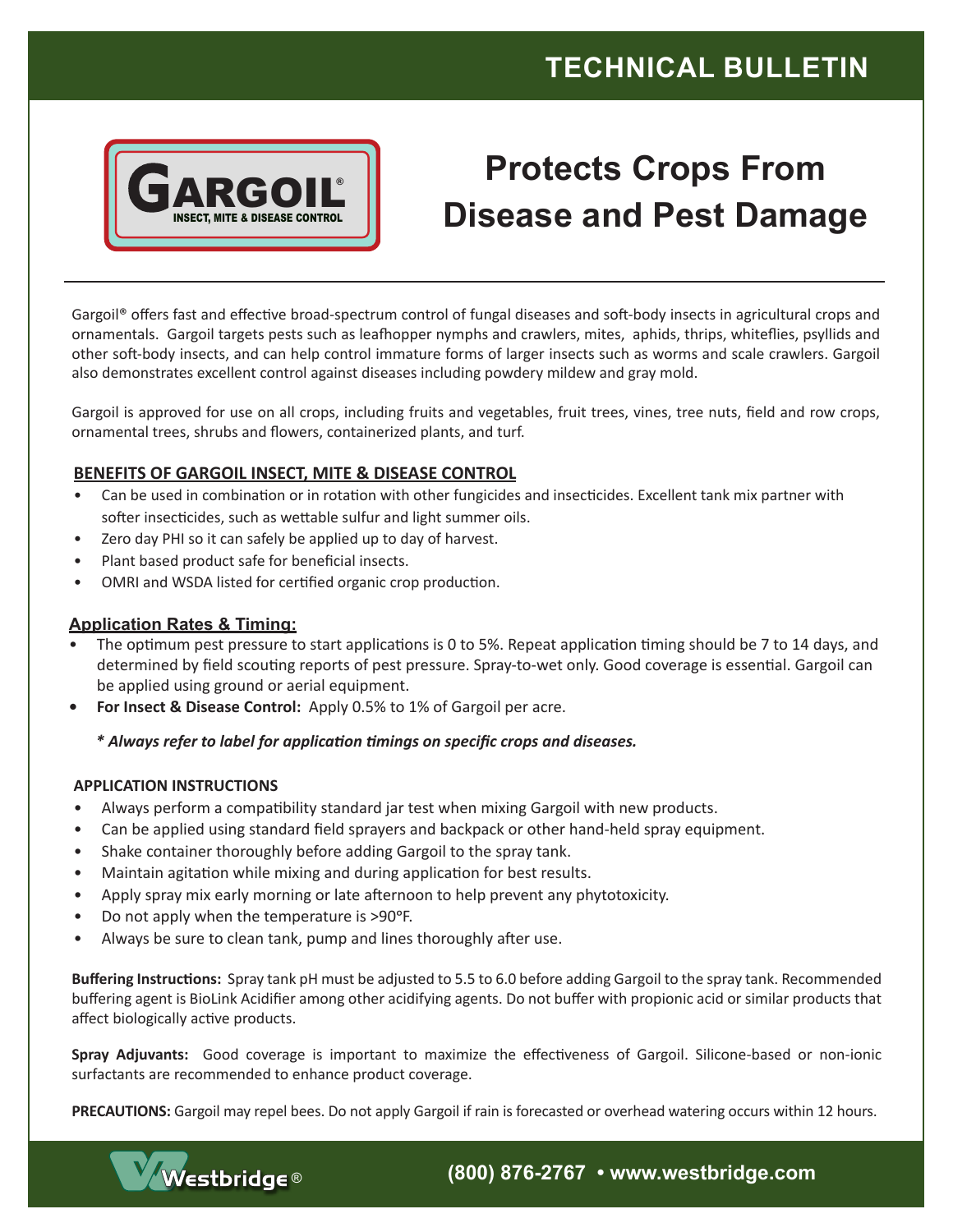# TECHNICAL BULLETIN

**GARGOIL®**
INSECT, MITE & DISEASE CONTROL

# Protects Crops From Disease and Pest Damage

Gargoil® offers fast and effective broad-spectrum control of fungal diseases and soft-body insects in agricultural crops and ornamentals. Gargoil targets pests such as leafhopper nymphs and crawlers, mites, aphids, thrips, whiteflies, psyllids and other soft-body insects, and can help control immature forms of larger insects such as worms and scale crawlers. Gargoil also demonstrates excellent control against diseases including powdery mildew and gray mold.

Gargoil is approved for use on all crops, including fruits and vegetables, fruit trees, vines, tree nuts, field and row crops, ornamental trees, shrubs and flowers, containerized plants, and turf.

## BENEFITS OF GARGOIL INSECT, MITE & DISEASE CONTROL

- Can be used in combination or in rotation with other fungicides and insecticides. Excellent tank mix partner with softer insecticides, such as wettable sulfur and light summer oils.
- Zero day PHI so it can safely be applied up to day of harvest.
- Plant based product safe for beneficial insects.
- OMRI and WSDA listed for certified organic crop production.

## Application Rates & Timing:

- The optimum pest pressure to start applications is 0 to 5%. Repeat application timing should be 7 to 14 days, and determined by field scouting reports of pest pressure. Spray-to-wet only. Good coverage is essential. Gargoil can be applied using ground or aerial equipment.
- **For Insect & Disease Control:** Apply 0.5% to 1% of Gargoil per acre.

***\* Always refer to label for application timings on specific crops and diseases.***

## APPLICATION INSTRUCTIONS

- Always perform a compatibility standard jar test when mixing Gargoil with new products.
- Can be applied using standard field sprayers and backpack or other hand-held spray equipment.
- Shake container thoroughly before adding Gargoil to the spray tank.
- Maintain agitation while mixing and during application for best results.
- Apply spray mix early morning or late afternoon to help prevent any phytotoxicity.
- Do not apply when the temperature is >90ºF.
- Always be sure to clean tank, pump and lines thoroughly after use.

**Buffering Instructions:** Spray tank pH must be adjusted to 5.5 to 6.0 before adding Gargoil to the spray tank. Recommended buffering agent is BioLink Acidifier among other acidifying agents. Do not buffer with propionic acid or similar products that affect biologically active products.

**Spray Adjuvants:** Good coverage is important to maximize the effectiveness of Gargoil. Silicone-based or non-ionic surfactants are recommended to enhance product coverage.

**PRECAUTIONS:** Gargoil may repel bees. Do not apply Gargoil if rain is forecasted or overhead watering occurs within 12 hours.

Westbridge® (800) 876-2767 • www.westbridge.com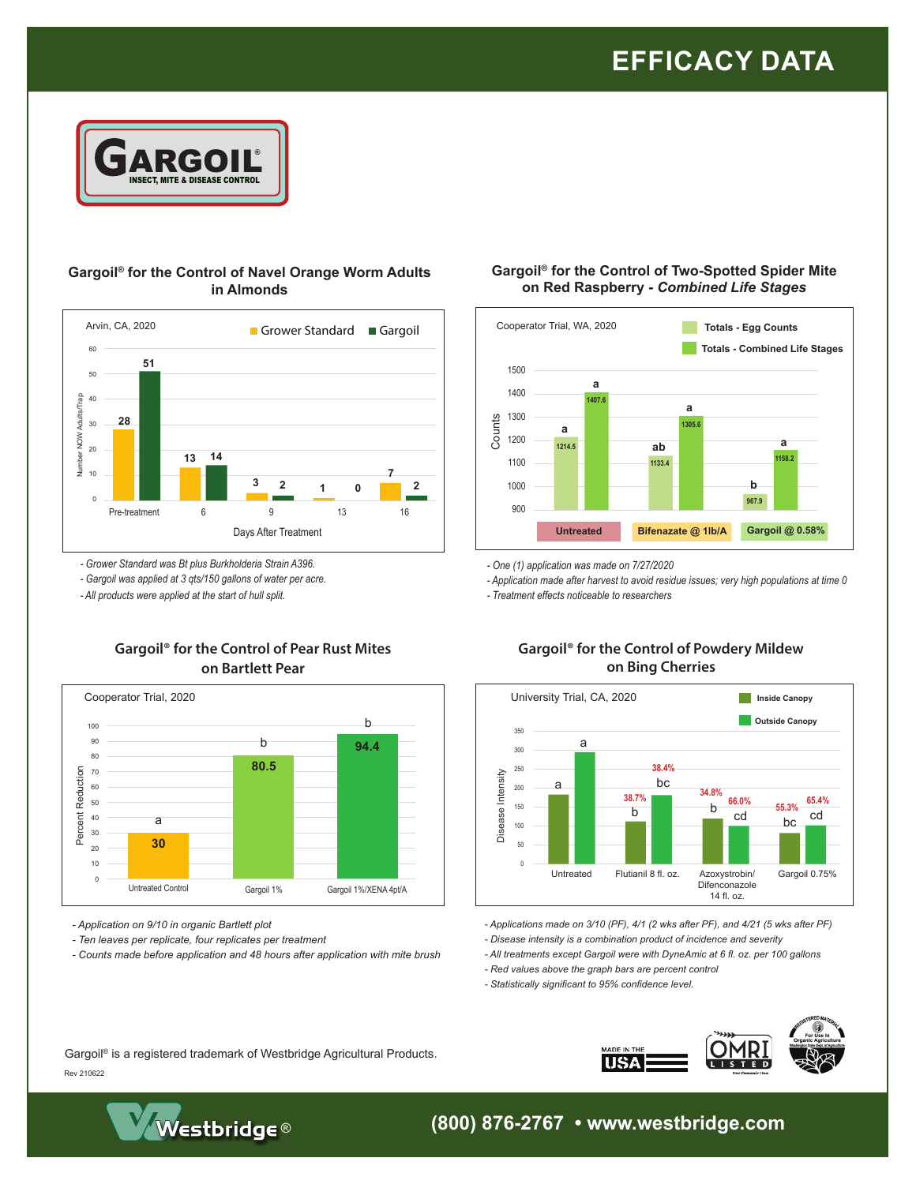# EFFICACY DATA

GARGOIL®
INSECT, MITE & DISEASE CONTROL

## Gargoil® for the Control of Navel Orange Worm Adults in Almonds

Arvin, CA, 2020

Grower Standard
Gargoil

Number NOW Adults/Trap

60
50
40
30
20
10
0

28
51
13
14
3
2
1
0
7
2

Pre-treatment
6
9
13
16

Days After Treatment

- *Grower Standard was Bt plus Burkholderia Strain A396.*
- *Gargoil was applied at 3 qts/150 gallons of water per acre.*
- *All products were applied at the start of hull split.*

## Gargoil® for the Control of Two-Spotted Spider Mite on Red Raspberry - *Combined Life Stages*

Cooperator Trial, WA, 2020

Totals - Egg Counts
Totals - Combined Life Stages

Counts

1500
1400
1300
1200
1100
1000
900

a 1214.5
a 1407.6
ab 1133.4
a 1305.6
b 967.9
a 1158.2

Untreated
Bifenazate @ 1lb/A
Gargoil @ 0.58%

- *One (1) application was made on 7/27/2020*
- *Application made after harvest to avoid residue issues; very high populations at time 0*
- *Treatment effects noticeable to researchers*

## Gargoil® for the Control of Pear Rust Mites on Bartlett Pear

Cooperator Trial, 2020

Percent Reduction

100
90
80
70
60
50
40
30
20
10
0

a 30
b 80.5
b 94.4

Untreated Control
Gargoil 1%
Gargoil 1%/XENA 4pt/A

- *Application on 9/10 in organic Bartlett plot*
- *Ten leaves per replicate, four replicates per treatment*
- *Counts made before application and 48 hours after application with mite brush*

## Gargoil® for the Control of Powdery Mildew on Bing Cherries

University Trial, CA, 2020

Inside Canopy
Outside Canopy

Disease Intensity

350
300
250
200
150
100
50
0

a
a
38.7% b
38.4% bc
34.8% b
66.0% cd
55.3% bc
65.4% cd

Untreated
Flutianil 8 fl. oz.
Azoxystrobin/ Difenconazole 14 fl. oz.
Gargoil 0.75%

- *Applications made on 3/10 (PF), 4/1 (2 wks after PF), and 4/21 (5 wks after PF)*
- *Disease intensity is a combination product of incidence and severity*
- *All treatments except Gargoil were with DyneAmic at 6 fl. oz. per 100 gallons*
- *Red values above the graph bars are percent control*
- *Statistically significant to 95% confidence level.*

Gargoil® is a registered trademark of Westbridge Agricultural Products.

Rev 210622

MADE IN THE USA

OMRI LISTED For Organic Use

REGISTERED MATERIAL For Use In Organic Agriculture Washington State Dept of Agriculture

Westbridge®

(800) 876-2767 • www.westbridge.com